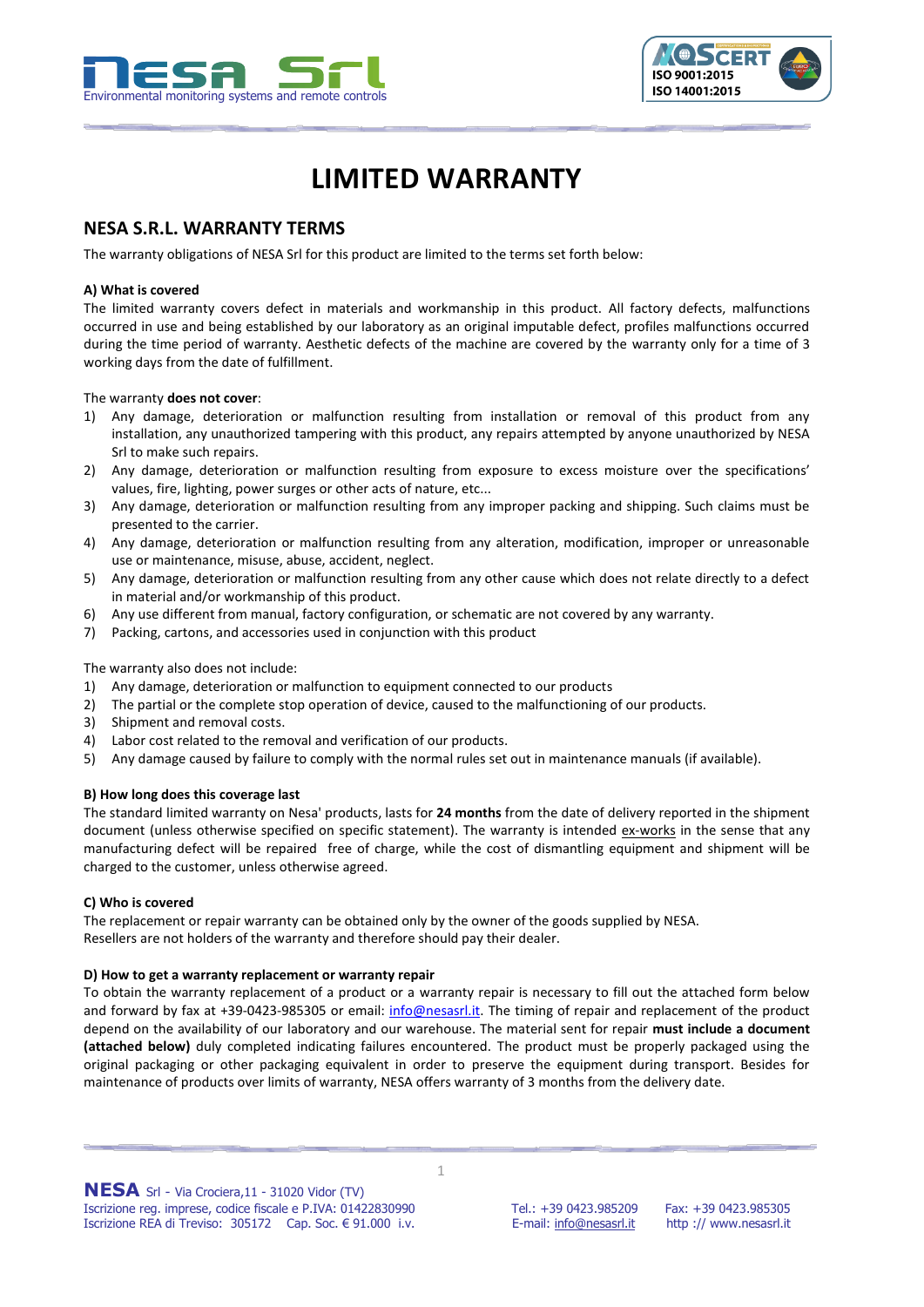# LIMITED WARRANTY

## NESA S.R.L. WARRANTY TERMS

The warranty obligations of NESA Srl for this product are limited to the terms set forth below:

**A) What is covered**

The limited warranty covers defect in materials and workmanship in this product. All factory defects, malfunctions occurred in use and being established by our laboratory as an original imputable defect, profiles malfunctions occurred during the time period of warranty. Aesthetic defects of the machine are covered by the warranty only for a time of 3 working days from the date of fulfillment.

The warranty **does not cover**:

1) Any damage, deterioration or malfunction resulting from installation or removal of this product from any installation, any unauthorized tampering with this product, any repairs attempted by anyone unauthorized by NESA Srl to make such repairs.
2) Any damage, deterioration or malfunction resulting from exposure to excess moisture over the specifications' values, fire, lighting, power surges or other acts of nature, etc...
3) Any damage, deterioration or malfunction resulting from any improper packing and shipping. Such claims must be presented to the carrier.
4) Any damage, deterioration or malfunction resulting from any alteration, modification, improper or unreasonable use or maintenance, misuse, abuse, accident, neglect.
5) Any damage, deterioration or malfunction resulting from any other cause which does not relate directly to a defect in material and/or workmanship of this product.
6) Any use different from manual, factory configuration, or schematic are not covered by any warranty.
7) Packing, cartons, and accessories used in conjunction with this product

The warranty also does not include:

1) Any damage, deterioration or malfunction to equipment connected to our products
2) The partial or the complete stop operation of device, caused to the malfunctioning of our products.
3) Shipment and removal costs.
4) Labor cost related to the removal and verification of our products.
5) Any damage caused by failure to comply with the normal rules set out in maintenance manuals (if available).

**B) How long does this coverage last**

The standard limited warranty on Nesa' products, lasts for **24 months** from the date of delivery reported in the shipment document (unless otherwise specified on specific statement). The warranty is intended ex-works in the sense that any manufacturing defect will be repaired free of charge, while the cost of dismantling equipment and shipment will be charged to the customer, unless otherwise agreed.

**C) Who is covered**

The replacement or repair warranty can be obtained only by the owner of the goods supplied by NESA.
Resellers are not holders of the warranty and therefore should pay their dealer.

**D) How to get a warranty replacement or warranty repair**

To obtain the warranty replacement of a product or a warranty repair is necessary to fill out the attached form below and forward by fax at +39-0423-985305 or email: info@nesasrl.it. The timing of repair and replacement of the product depend on the availability of our laboratory and our warehouse. The material sent for repair **must include a document (attached below)** duly completed indicating failures encountered. The product must be properly packaged using the original packaging or other packaging equivalent in order to preserve the equipment during transport. Besides for maintenance of products over limits of warranty, NESA offers warranty of 3 months from the delivery date.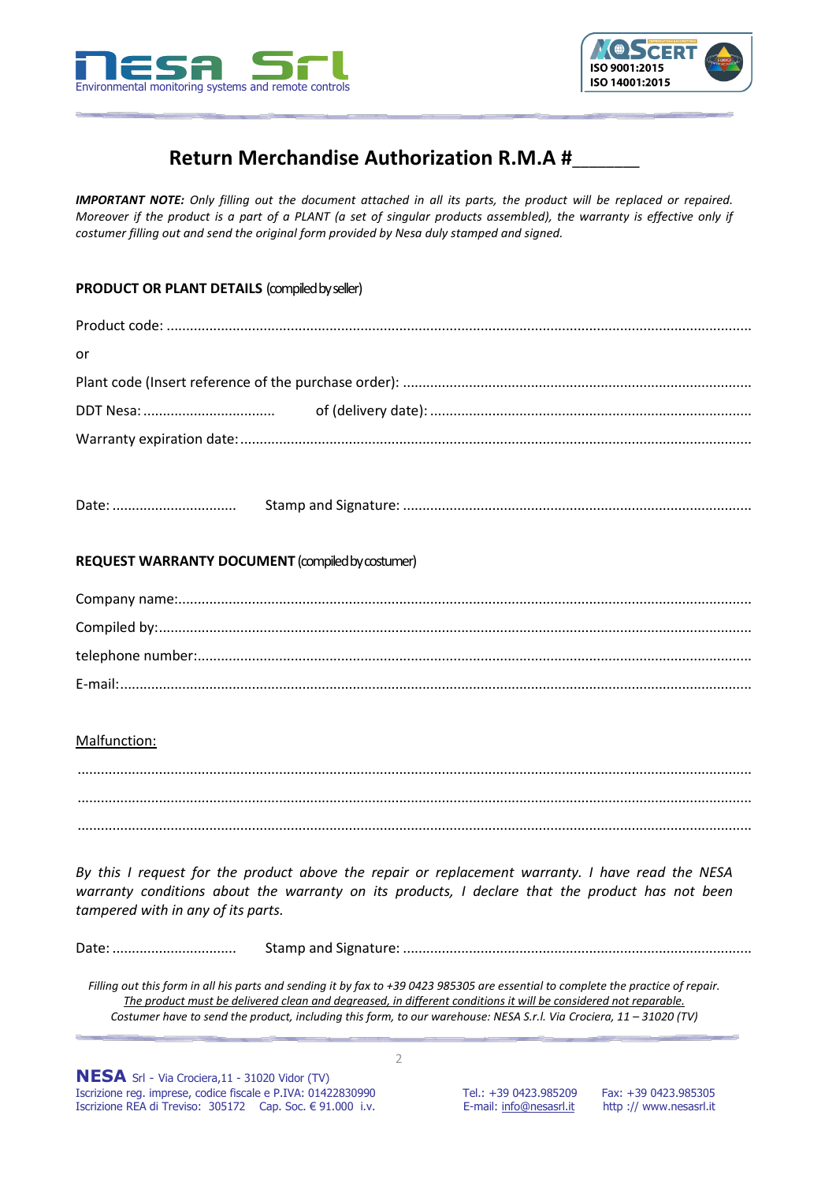# Return Merchandise Authorization R.M.A #\_\_\_\_\_\_

***IMPORTANT NOTE:*** *Only filling out the document attached in all its parts, the product will be replaced or repaired. Moreover if the product is a part of a PLANT (a set of singular products assembled), the warranty is effective only if costumer filling out and send the original form provided by Nesa duly stamped and signed.*

**PRODUCT OR PLANT DETAILS** (compiled by seller)

Product code: ..................................................................................................................................................

or

Plant code (Insert reference of the purchase order): ........................................................................................

DDT Nesa: .................................        of (delivery date): .................................................................................

Warranty expiration date: .................................................................................................................................

Date: ...............................        Stamp and Signature: ........................................................................................

**REQUEST WARRANTY DOCUMENT** (compiled by costumer)

Company name:................................................................................................................................................

Compiled by:.....................................................................................................................................................

telephone number:............................................................................................................................................

E-mail:...............................................................................................................................................................

Malfunction:

.........................................................................................................................................................................

.........................................................................................................................................................................

.........................................................................................................................................................................

*By this I request for the product above the repair or replacement warranty. I have read the NESA warranty conditions about the warranty on its products, I declare that the product has not been tampered with in any of its parts.*

Date: ...............................        Stamp and Signature: ........................................................................................

*Filling out this form in all his parts and sending it by fax to +39 0423 985305 are essential to complete the practice of repair.*
*The product must be delivered clean and degreased, in different conditions it will be considered not reparable.*
*Costumer have to send the product, including this form, to our warehouse: NESA S.r.l. Via Crociera, 11 – 31020 (TV)*